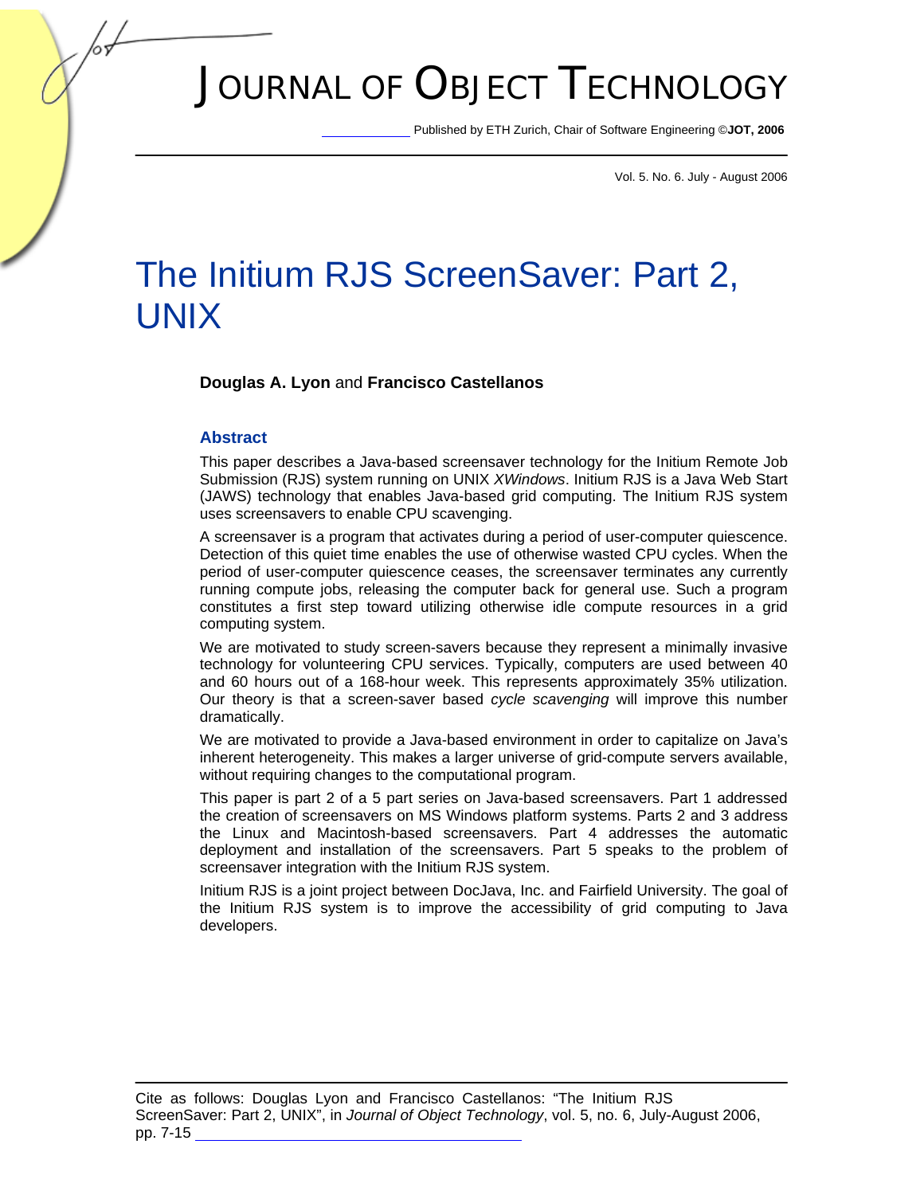# The Initium RJS ScreenSaver: Part 2, UNIX

**Douglas A. Lyon** and **Francisco Castellanos**

## Abstract

This paper describes a Java-based screensaver technology for the Initium Remote Job Submission (RJS) system running on UNIX *XWindows*. Initium RJS is a Java Web Start (JAWS) technology that enables Java-based grid computing. The Initium RJS system uses screensavers to enable CPU scavenging.

A screensaver is a program that activates during a period of user-computer quiescence. Detection of this quiet time enables the use of otherwise wasted CPU cycles. When the period of user-computer quiescence ceases, the screensaver terminates any currently running compute jobs, releasing the computer back for general use. Such a program constitutes a first step toward utilizing otherwise idle compute resources in a grid computing system.

We are motivated to study screen-savers because they represent a minimally invasive technology for volunteering CPU services. Typically, computers are used between 40 and 60 hours out of a 168-hour week. This represents approximately 35% utilization. Our theory is that a screen-saver based *cycle scavenging* will improve this number dramatically.

We are motivated to provide a Java-based environment in order to capitalize on Java's inherent heterogeneity. This makes a larger universe of grid-compute servers available, without requiring changes to the computational program.

This paper is part 2 of a 5 part series on Java-based screensavers. Part 1 addressed the creation of screensavers on MS Windows platform systems. Parts 2 and 3 address the Linux and Macintosh-based screensavers. Part 4 addresses the automatic deployment and installation of the screensavers. Part 5 speaks to the problem of screensaver integration with the Initium RJS system.

Initium RJS is a joint project between DocJava, Inc. and Fairfield University. The goal of the Initium RJS system is to improve the accessibility of grid computing to Java developers.

Cite as follows: Douglas Lyon and Francisco Castellanos: "The Initium RJS ScreenSaver: Part 2, UNIX", in *Journal of Object Technology*, vol. 5, no. 6, July-August 2006, pp. 7-15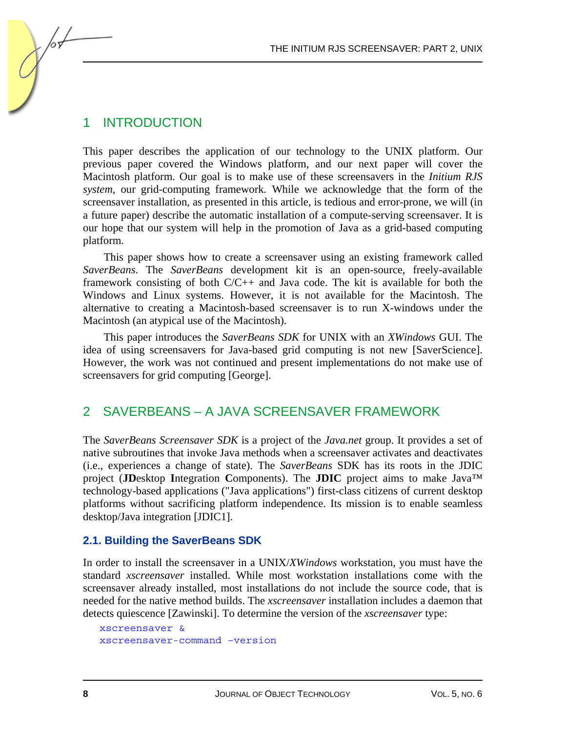## 1 INTRODUCTION

This paper describes the application of our technology to the UNIX platform. Our previous paper covered the Windows platform, and our next paper will cover the Macintosh platform. Our goal is to make use of these screensavers in the *Initium RJS system*, our grid-computing framework. While we acknowledge that the form of the screensaver installation, as presented in this article, is tedious and error-prone, we will (in a future paper) describe the automatic installation of a compute-serving screensaver. It is our hope that our system will help in the promotion of Java as a grid-based computing platform.

This paper shows how to create a screensaver using an existing framework called *SaverBeans*. The *SaverBeans* development kit is an open-source, freely-available framework consisting of both C/C++ and Java code. The kit is available for both the Windows and Linux systems. However, it is not available for the Macintosh. The alternative to creating a Macintosh-based screensaver is to run X-windows under the Macintosh (an atypical use of the Macintosh).

This paper introduces the *SaverBeans SDK* for UNIX with an *XWindows* GUI. The idea of using screensavers for Java-based grid computing is not new [SaverScience]. However, the work was not continued and present implementations do not make use of screensavers for grid computing [George].

## 2 SAVERBEANS – A JAVA SCREENSAVER FRAMEWORK

The *SaverBeans Screensaver SDK* is a project of the *Java.net* group. It provides a set of native subroutines that invoke Java methods when a screensaver activates and deactivates (i.e., experiences a change of state). The *SaverBeans* SDK has its roots in the JDIC project (**JD**esktop **I**ntegration **C**omponents). The **JDIC** project aims to make Java™ technology-based applications ("Java applications") first-class citizens of current desktop platforms without sacrificing platform independence. Its mission is to enable seamless desktop/Java integration [JDIC1].

### 2.1. Building the SaverBeans SDK

In order to install the screensaver in a UNIX/*XWindows* workstation, you must have the standard *xscreensaver* installed. While most workstation installations come with the screensaver already installed, most installations do not include the source code, that is needed for the native method builds. The *xscreensaver* installation includes a daemon that detects quiescence [Zawinski]. To determine the version of the *xscreensaver* type:

```
xscreensaver &
xscreensaver-command -version
```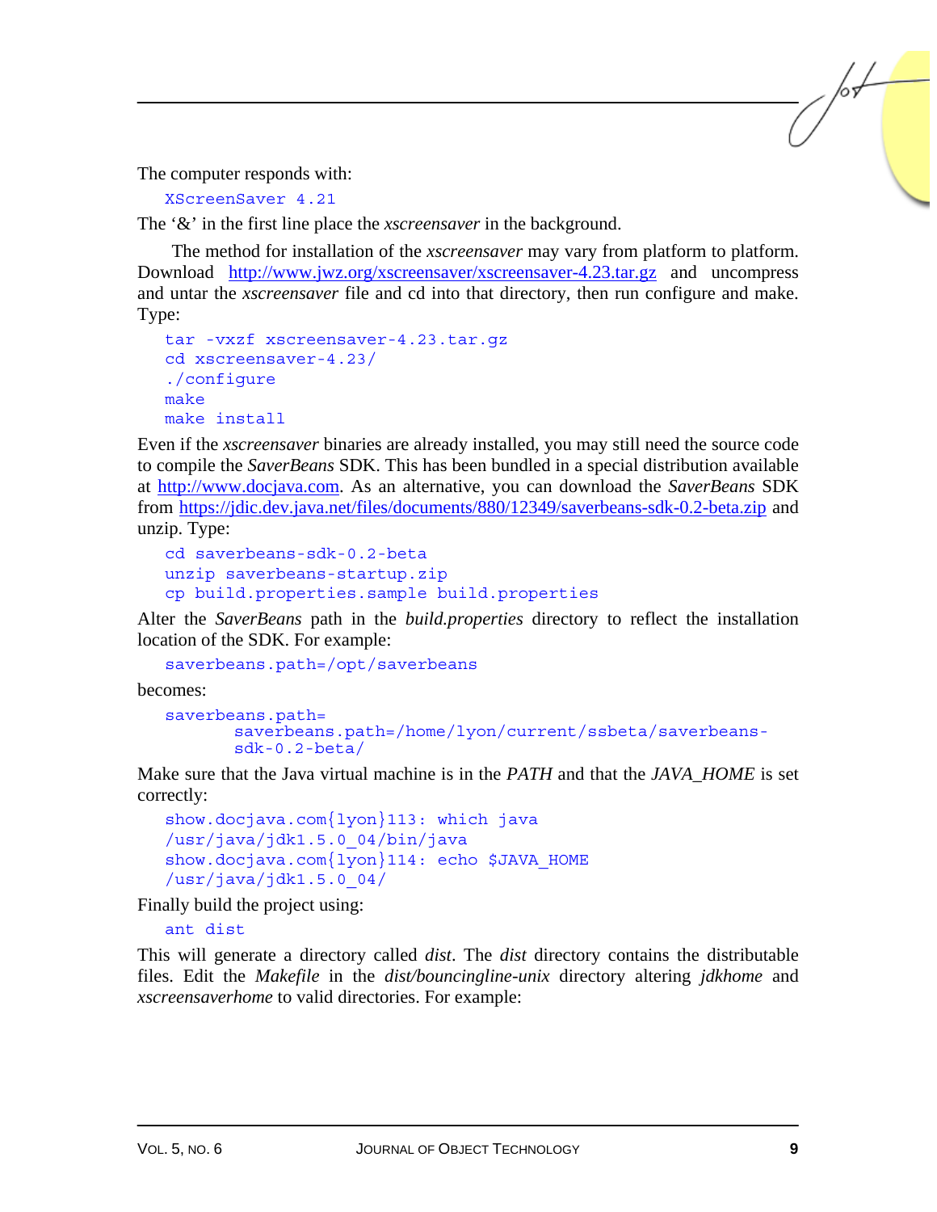The computer responds with:

```
XScreenSaver 4.21
```

The '&' in the first line place the *xscreensaver* in the background.

The method for installation of the *xscreensaver* may vary from platform to platform. Download http://www.jwz.org/xscreensaver/xscreensaver-4.23.tar.gz and uncompress and untar the *xscreensaver* file and cd into that directory, then run configure and make. Type:

```
tar -vxzf xscreensaver-4.23.tar.gz
cd xscreensaver-4.23/
./configure
make
make install
```

Even if the *xscreensaver* binaries are already installed, you may still need the source code to compile the *SaverBeans* SDK. This has been bundled in a special distribution available at http://www.docjava.com. As an alternative, you can download the *SaverBeans* SDK from https://jdic.dev.java.net/files/documents/880/12349/saverbeans-sdk-0.2-beta.zip and unzip. Type:

```
cd saverbeans-sdk-0.2-beta
unzip saverbeans-startup.zip
cp build.properties.sample build.properties
```

Alter the *SaverBeans* path in the *build.properties* directory to reflect the installation location of the SDK. For example:

```
saverbeans.path=/opt/saverbeans
```

becomes:

```
saverbeans.path=
       saverbeans.path=/home/lyon/current/ssbeta/saverbeans-
       sdk-0.2-beta/
```

Make sure that the Java virtual machine is in the *PATH* and that the *JAVA_HOME* is set correctly:

```
show.docjava.com{lyon}113: which java
/usr/java/jdk1.5.0_04/bin/java
show.docjava.com{lyon}114: echo $JAVA_HOME
/usr/java/jdk1.5.0_04/
```

Finally build the project using:

```
ant dist
```

This will generate a directory called *dist*. The *dist* directory contains the distributable files. Edit the *Makefile* in the *dist/bouncingline-unix* directory altering *jdkhome* and *xscreensaverhome* to valid directories. For example: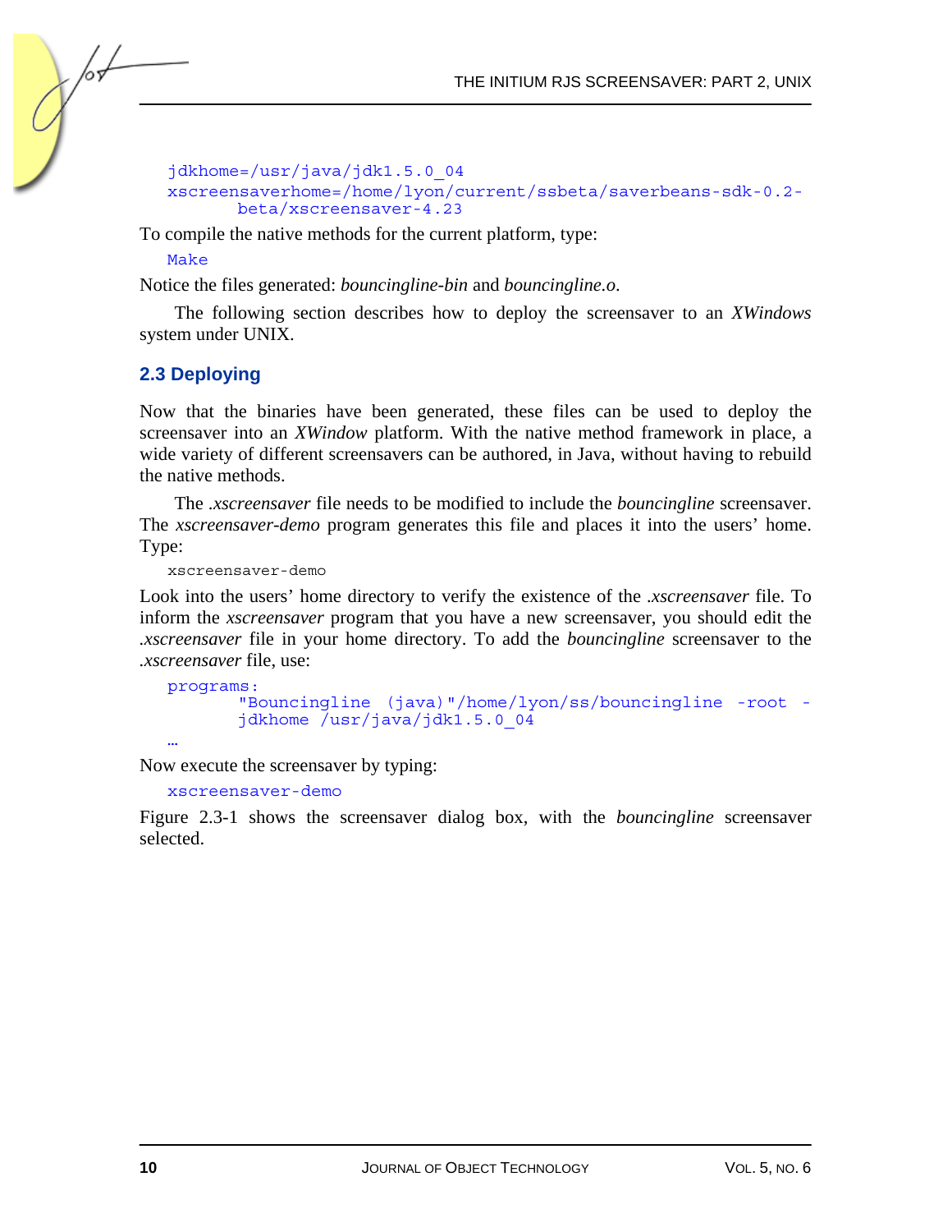```
jdkhome=/usr/java/jdk1.5.0_04
xscreensaverhome=/home/lyon/current/ssbeta/saverbeans-sdk-0.2-
       beta/xscreensaver-4.23
```

To compile the native methods for the current platform, type:

```
Make
```

Notice the files generated: *bouncingline-bin* and *bouncingline.o*.

The following section describes how to deploy the screensaver to an *XWindows* system under UNIX.

## 2.3 Deploying

Now that the binaries have been generated, these files can be used to deploy the screensaver into an *XWindow* platform. With the native method framework in place, a wide variety of different screensavers can be authored, in Java, without having to rebuild the native methods.

The *.xscreensaver* file needs to be modified to include the *bouncingline* screensaver. The *xscreensaver-demo* program generates this file and places it into the users' home. Type:

```
xscreensaver-demo
```

Look into the users' home directory to verify the existence of the *.xscreensaver* file. To inform the *xscreensaver* program that you have a new screensaver, you should edit the *.xscreensaver* file in your home directory. To add the *bouncingline* screensaver to the *.xscreensaver* file, use:

```
programs:
       "Bouncingline (java)"/home/lyon/ss/bouncingline -root -
       jdkhome /usr/java/jdk1.5.0_04
…
```

Now execute the screensaver by typing:

```
xscreensaver-demo
```

Figure 2.3-1 shows the screensaver dialog box, with the *bouncingline* screensaver selected.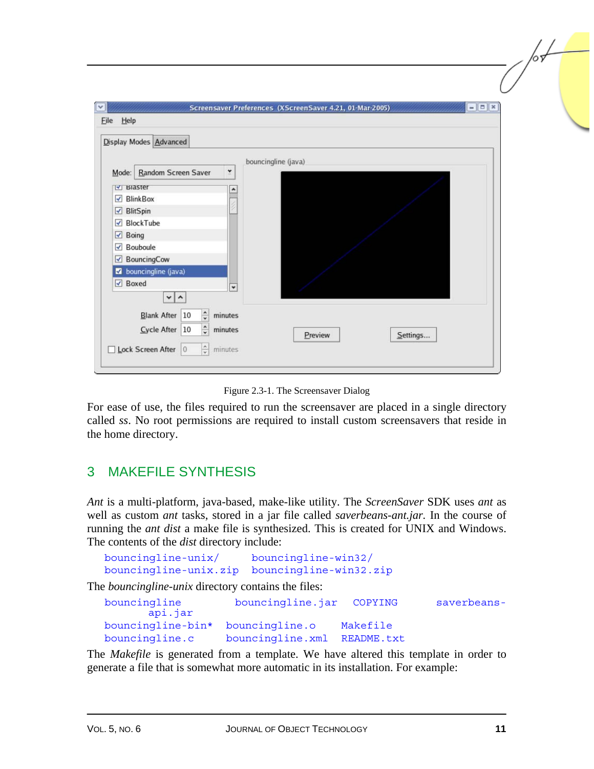Figure 2.3-1. The Screensaver Dialog

For ease of use, the files required to run the screensaver are placed in a single directory called *ss*. No root permissions are required to install custom screensavers that reside in the home directory.

## 3 MAKEFILE SYNTHESIS

*Ant* is a multi-platform, java-based, make-like utility. The *ScreenSaver* SDK uses *ant* as well as custom *ant* tasks, stored in a jar file called *saverbeans-ant.jar*. In the course of running the *ant dist* a make file is synthesized. This is created for UNIX and Windows. The contents of the *dist* directory include:

```
bouncingline-unix/      bouncingline-win32/
bouncingline-unix.zip   bouncingline-win32.zip
```

The *bouncingline-unix* directory contains the files:

```
bouncingline         bouncingline.jar   COPYING        saverbeans-
      api.jar
bouncingline-bin*    bouncingline.o     Makefile
bouncingline.c       bouncingline.xml   README.txt
```

The *Makefile* is generated from a template. We have altered this template in order to generate a file that is somewhat more automatic in its installation. For example: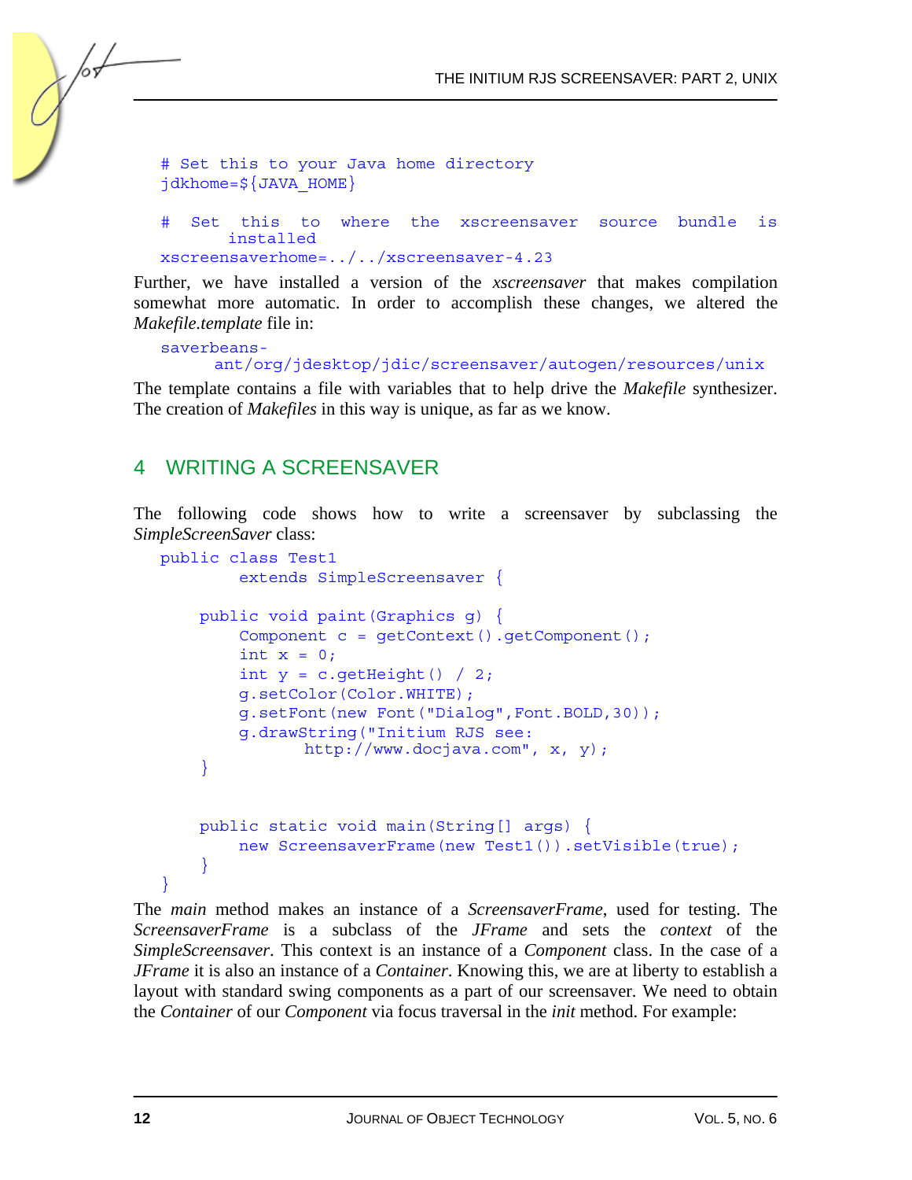```
# Set this to your Java home directory
jdkhome=${JAVA_HOME}

# Set this to where the xscreensaver source bundle is
    installed
xscreensaverhome=../../xscreensaver-4.23
```

Further, we have installed a version of the *xscreensaver* that makes compilation somewhat more automatic. In order to accomplish these changes, we altered the *Makefile.template* file in:

```
saverbeans-
    ant/org/jdesktop/jdic/screensaver/autogen/resources/unix
```

The template contains a file with variables that to help drive the *Makefile* synthesizer. The creation of *Makefiles* in this way is unique, as far as we know.

## 4 WRITING A SCREENSAVER

The following code shows how to write a screensaver by subclassing the *SimpleScreenSaver* class:

```
public class Test1
        extends SimpleScreensaver {

    public void paint(Graphics g) {
        Component c = getContext().getComponent();
        int x = 0;
        int y = c.getHeight() / 2;
        g.setColor(Color.WHITE);
        g.setFont(new Font("Dialog",Font.BOLD,30));
        g.drawString("Initium RJS see:
              http://www.docjava.com", x, y);
    }


    public static void main(String[] args) {
        new ScreensaverFrame(new Test1()).setVisible(true);
    }
}
```

The *main* method makes an instance of a *ScreensaverFrame*, used for testing. The *ScreensaverFrame* is a subclass of the *JFrame* and sets the *context* of the *SimpleScreensaver*. This context is an instance of a *Component* class. In the case of a *JFrame* it is also an instance of a *Container*. Knowing this, we are at liberty to establish a layout with standard swing components as a part of our screensaver. We need to obtain the *Container* of our *Component* via focus traversal in the *init* method. For example: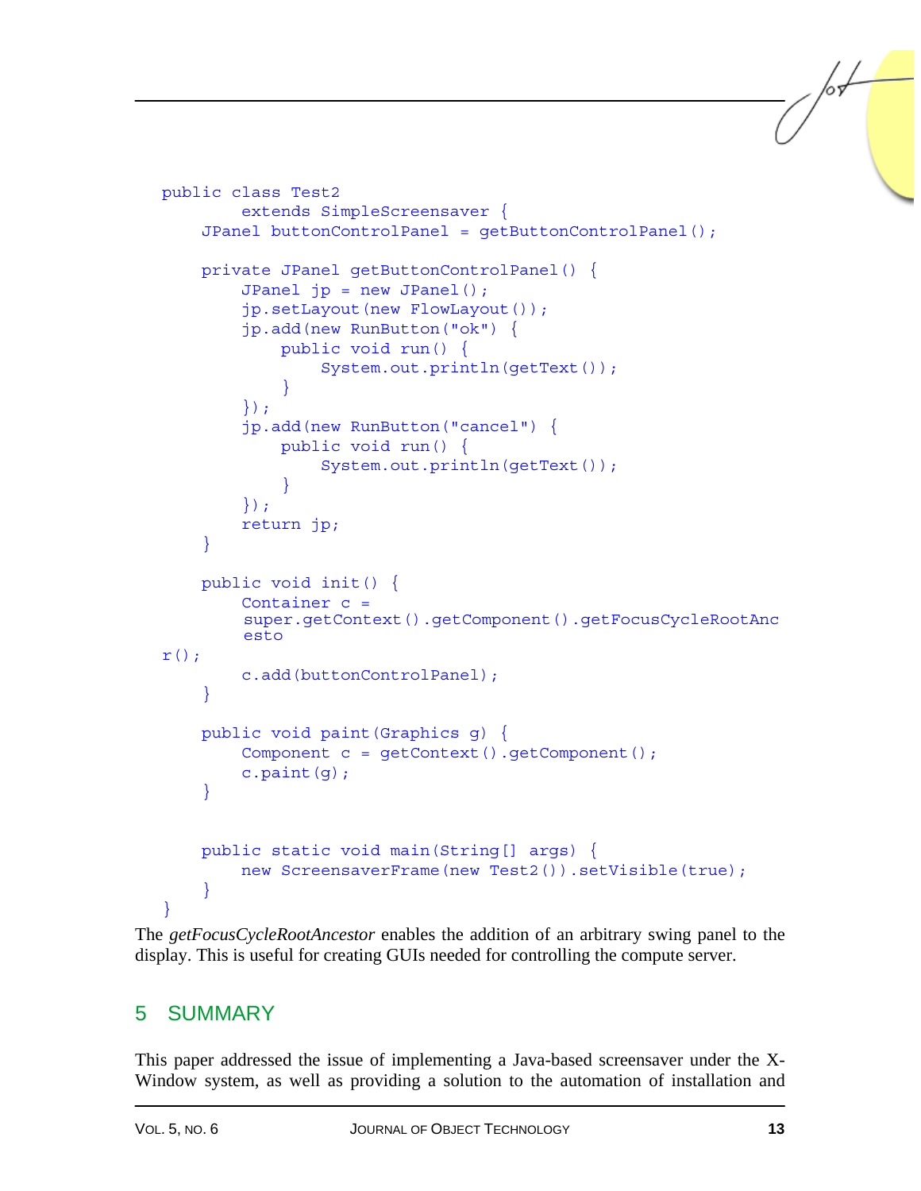```java
public class Test2
        extends SimpleScreensaver {
    JPanel buttonControlPanel = getButtonControlPanel();

    private JPanel getButtonControlPanel() {
        JPanel jp = new JPanel();
        jp.setLayout(new FlowLayout());
        jp.add(new RunButton("ok") {
            public void run() {
                System.out.println(getText());
            }
        });
        jp.add(new RunButton("cancel") {
            public void run() {
                System.out.println(getText());
            }
        });
        return jp;
    }

    public void init() {
        Container c =
        super.getContext().getComponent().getFocusCycleRootAnc
        esto
r();
        c.add(buttonControlPanel);
    }

    public void paint(Graphics g) {
        Component c = getContext().getComponent();
        c.paint(g);
    }


    public static void main(String[] args) {
        new ScreensaverFrame(new Test2()).setVisible(true);
    }
}
```

The *getFocusCycleRootAncestor* enables the addition of an arbitrary swing panel to the display. This is useful for creating GUIs needed for controlling the compute server.

## 5 SUMMARY

This paper addressed the issue of implementing a Java-based screensaver under the X-Window system, as well as providing a solution to the automation of installation and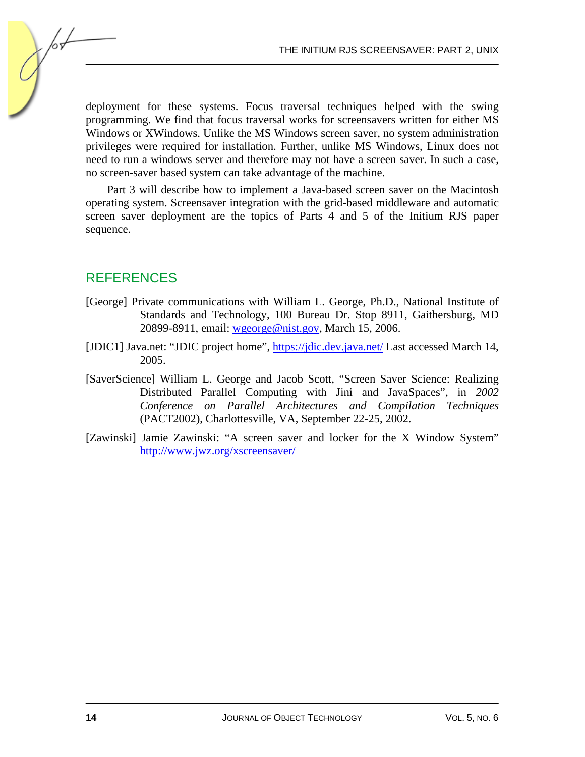deployment for these systems. Focus traversal techniques helped with the swing programming. We find that focus traversal works for screensavers written for either MS Windows or XWindows. Unlike the MS Windows screen saver, no system administration privileges were required for installation. Further, unlike MS Windows, Linux does not need to run a windows server and therefore may not have a screen saver. In such a case, no screen-saver based system can take advantage of the machine.

Part 3 will describe how to implement a Java-based screen saver on the Macintosh operating system. Screensaver integration with the grid-based middleware and automatic screen saver deployment are the topics of Parts 4 and 5 of the Initium RJS paper sequence.

## REFERENCES

[George] Private communications with William L. George, Ph.D., National Institute of Standards and Technology, 100 Bureau Dr. Stop 8911, Gaithersburg, MD 20899-8911, email: wgeorge@nist.gov, March 15, 2006.

[JDIC1] Java.net: "JDIC project home", https://jdic.dev.java.net/ Last accessed March 14, 2005.

[SaverScience] William L. George and Jacob Scott, "Screen Saver Science: Realizing Distributed Parallel Computing with Jini and JavaSpaces", in *2002 Conference on Parallel Architectures and Compilation Techniques* (PACT2002), Charlottesville, VA, September 22-25, 2002.

[Zawinski] Jamie Zawinski: "A screen saver and locker for the X Window System" http://www.jwz.org/xscreensaver/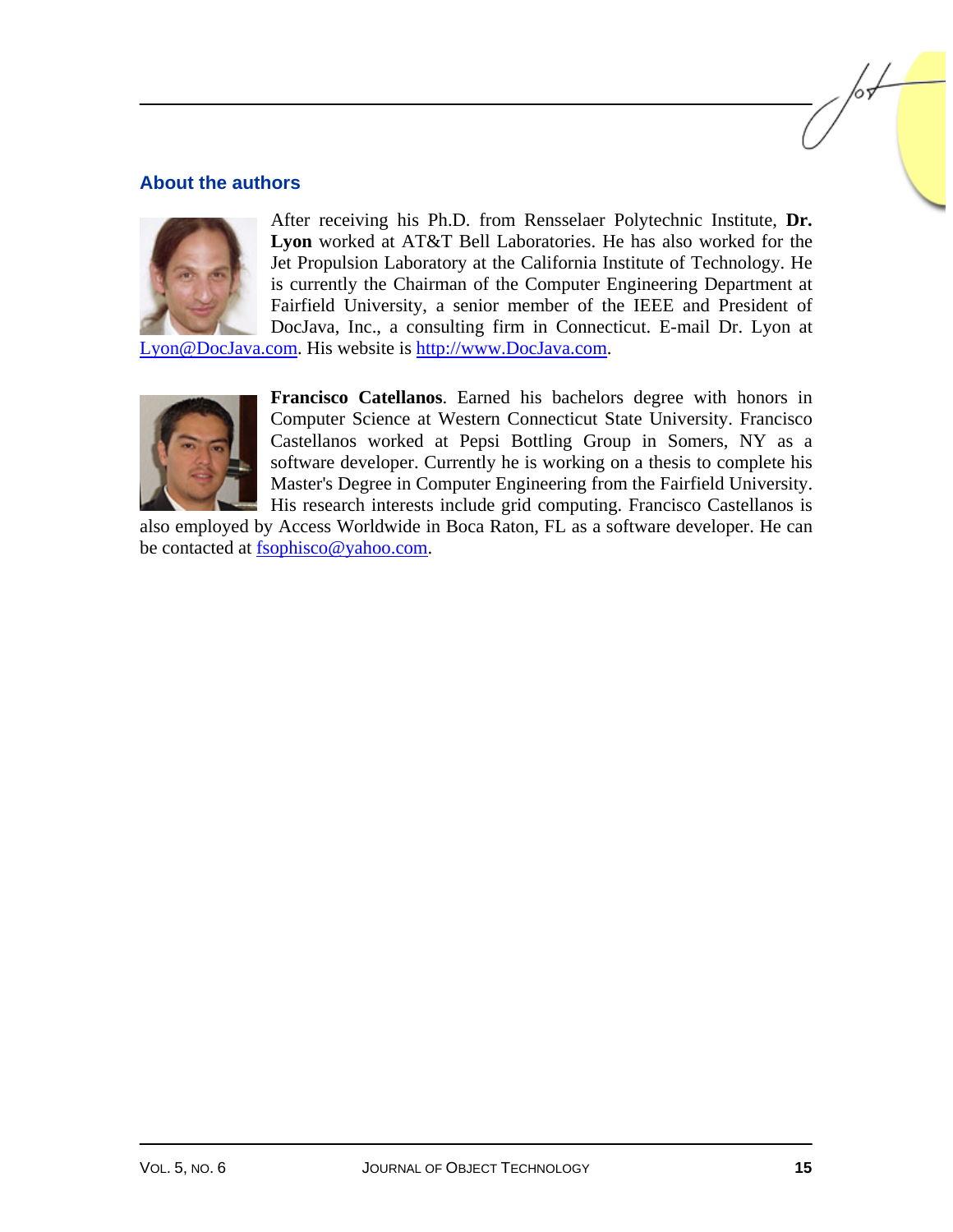## About the authors

After receiving his Ph.D. from Rensselaer Polytechnic Institute, **Dr. Lyon** worked at AT&T Bell Laboratories. He has also worked for the Jet Propulsion Laboratory at the California Institute of Technology. He is currently the Chairman of the Computer Engineering Department at Fairfield University, a senior member of the IEEE and President of DocJava, Inc., a consulting firm in Connecticut. E-mail Dr. Lyon at Lyon@DocJava.com. His website is http://www.DocJava.com.

**Francisco Catellanos**. Earned his bachelors degree with honors in Computer Science at Western Connecticut State University. Francisco Castellanos worked at Pepsi Bottling Group in Somers, NY as a software developer. Currently he is working on a thesis to complete his Master's Degree in Computer Engineering from the Fairfield University. His research interests include grid computing. Francisco Castellanos is also employed by Access Worldwide in Boca Raton, FL as a software developer. He can be contacted at fsophisco@yahoo.com.